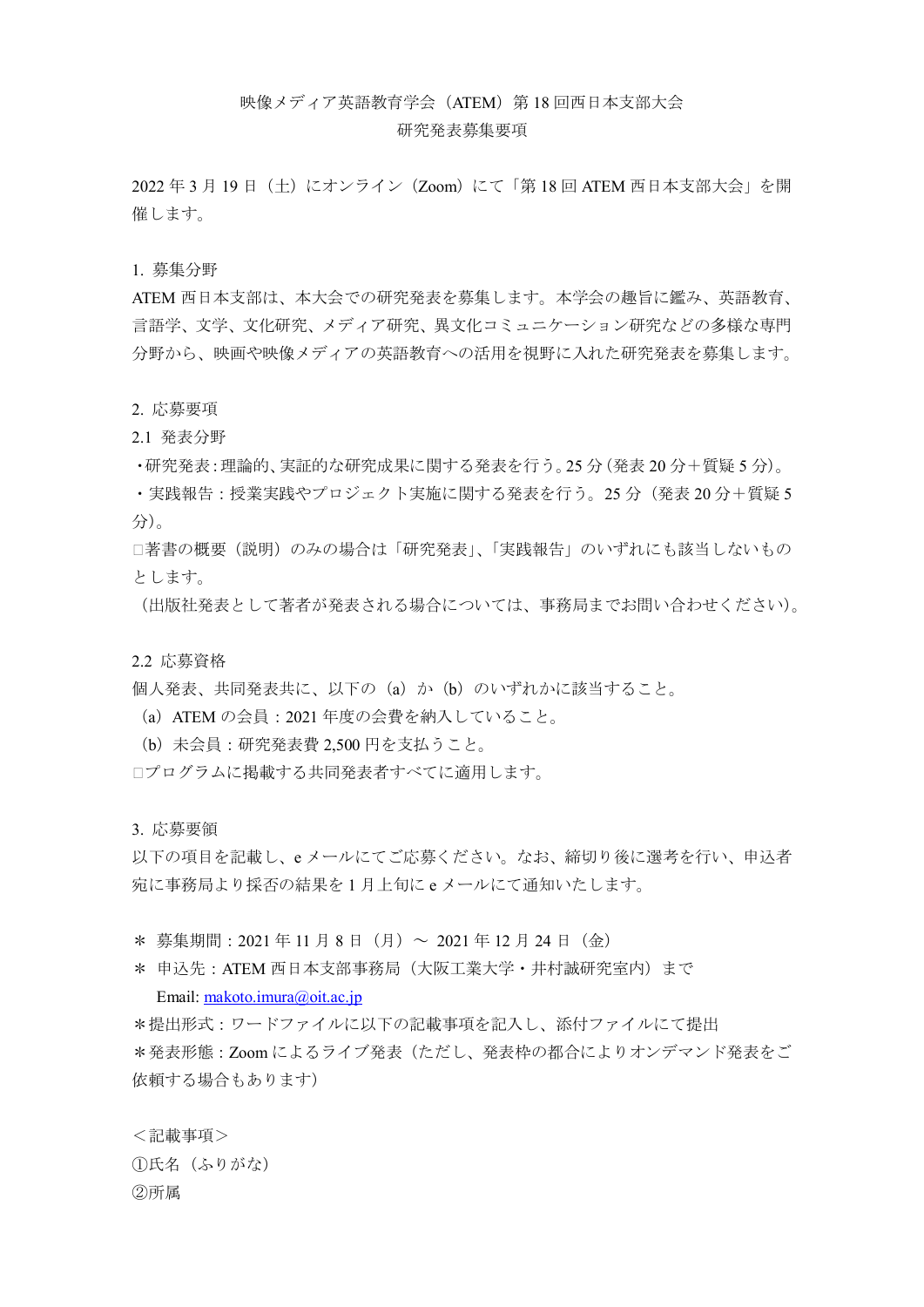# 映像メディア英語教育学会（ATEM）第18回西日本支部大会
# 研究発表募集要項

2022年3月19日（土）にオンライン（Zoom）にて「第18回ATEM西日本支部大会」を開催します。

## 1. 募集分野

ATEM西日本支部は、本大会での研究発表を募集します。本学会の趣旨に鑑み、英語教育、言語学、文学、文化研究、メディア研究、異文化コミュニケーション研究などの多様な専門分野から、映画や映像メディアの英語教育への活用を視野に入れた研究発表を募集します。

## 2. 応募要項

### 2.1 発表分野

・研究発表：理論的、実証的な研究成果に関する発表を行う。25分（発表20分＋質疑5分）。
・実践報告：授業実践やプロジェクト実施に関する発表を行う。25分（発表20分＋質疑5分）。

□著書の概要（説明）のみの場合は「研究発表」、「実践報告」のいずれにも該当しないものとします。

（出版社発表として著者が発表される場合については、事務局までお問い合わせください）。

### 2.2 応募資格

個人発表、共同発表共に、以下の（a）か（b）のいずれかに該当すること。

（a）ATEMの会員：2021年度の会費を納入していること。
（b）未会員：研究発表費2,500円を支払うこと。

□プログラムに掲載する共同発表者すべてに適用します。

## 3. 応募要領

以下の項目を記載し、eメールにてご応募ください。なお、締切り後に選考を行い、申込者宛に事務局より採否の結果を1月上旬にeメールにて通知いたします。

＊ 募集期間：2021年11月8日（月）〜 2021年12月24日（金）
＊ 申込先：ATEM西日本支部事務局（大阪工業大学・井村誠研究室内）まで
　Email: makoto.imura@oit.ac.jp
＊提出形式：ワードファイルに以下の記載事項を記入し、添付ファイルにて提出
＊発表形態：Zoomによるライブ発表（ただし、発表枠の都合によりオンデマンド発表をご依頼する場合もあります）

＜記載事項＞
①氏名（ふりがな）
②所属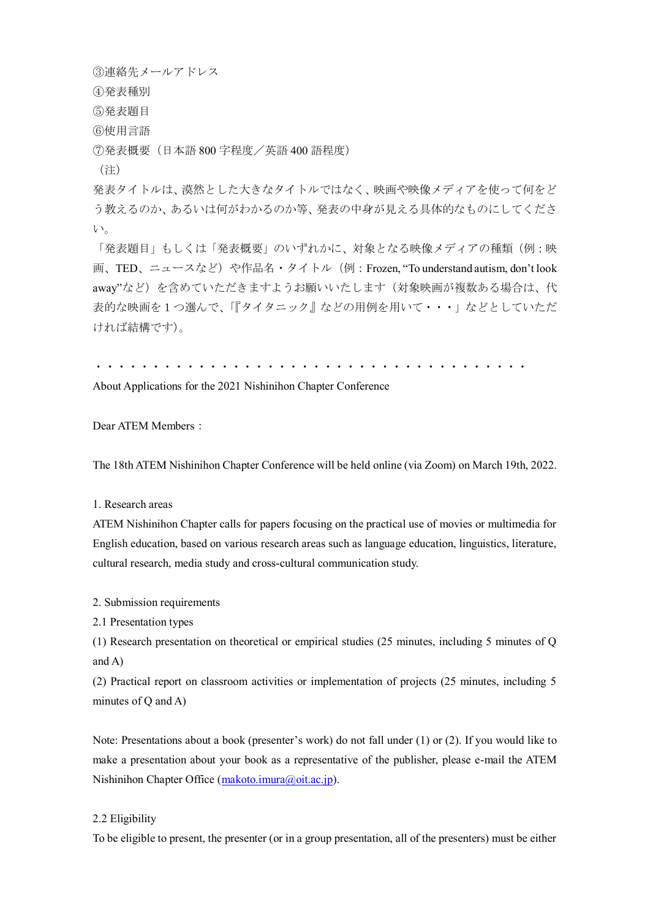③連絡先メールアドレス

④発表種別

⑤発表題目

⑥使用言語

⑦発表概要（日本語 800 字程度／英語 400 語程度）

（注）

発表タイトルは、漠然とした大きなタイトルではなく、映画や映像メディアを使って何をどう教えるのか、あるいは何がわかるのか等、発表の中身が見える具体的なものにしてください。

「発表題目」もしくは「発表概要」のいずれかに、対象となる映像メディアの種類（例：映画、TED、ニュースなど）や作品名・タイトル（例：Frozen, "To understand autism, don't look away"など）を含めていただきますようお願いいたします（対象映画が複数ある場合は、代表的な映画を１つ選んで、「『タイタニック』などの用例を用いて・・・」などとしていただければ結構です）。

・・・・・・・・・・・・・・・・・・・・・・・・・・・・・・・・・・・・・・・

About Applications for the 2021 Nishinihon Chapter Conference

Dear ATEM Members：

The 18th ATEM Nishinihon Chapter Conference will be held online (via Zoom) on March 19th, 2022.

1. Research areas

ATEM Nishinihon Chapter calls for papers focusing on the practical use of movies or multimedia for English education, based on various research areas such as language education, linguistics, literature, cultural research, media study and cross-cultural communication study.

2. Submission requirements

2.1 Presentation types

(1) Research presentation on theoretical or empirical studies (25 minutes, including 5 minutes of Q and A)

(2) Practical report on classroom activities or implementation of projects (25 minutes, including 5 minutes of Q and A)

Note: Presentations about a book (presenter's work) do not fall under (1) or (2). If you would like to make a presentation about your book as a representative of the publisher, please e-mail the ATEM Nishinihon Chapter Office (makoto.imura@oit.ac.jp).

2.2 Eligibility

To be eligible to present, the presenter (or in a group presentation, all of the presenters) must be either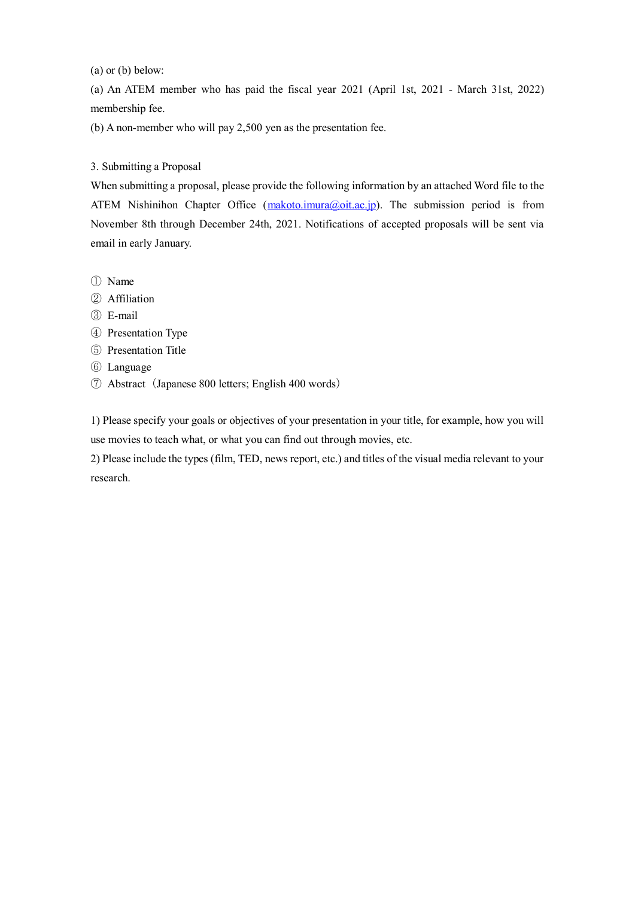(a) or (b) below:

(a) An ATEM member who has paid the fiscal year 2021 (April 1st, 2021 - March 31st, 2022) membership fee.

(b) A non-member who will pay 2,500 yen as the presentation fee.

3. Submitting a Proposal

When submitting a proposal, please provide the following information by an attached Word file to the ATEM Nishinihon Chapter Office (makoto.imura@oit.ac.jp). The submission period is from November 8th through December 24th, 2021. Notifications of accepted proposals will be sent via email in early January.

① Name
② Affiliation
③ E-mail
④ Presentation Type
⑤ Presentation Title
⑥ Language
⑦ Abstract（Japanese 800 letters; English 400 words）

1) Please specify your goals or objectives of your presentation in your title, for example, how you will use movies to teach what, or what you can find out through movies, etc.

2) Please include the types (film, TED, news report, etc.) and titles of the visual media relevant to your research.